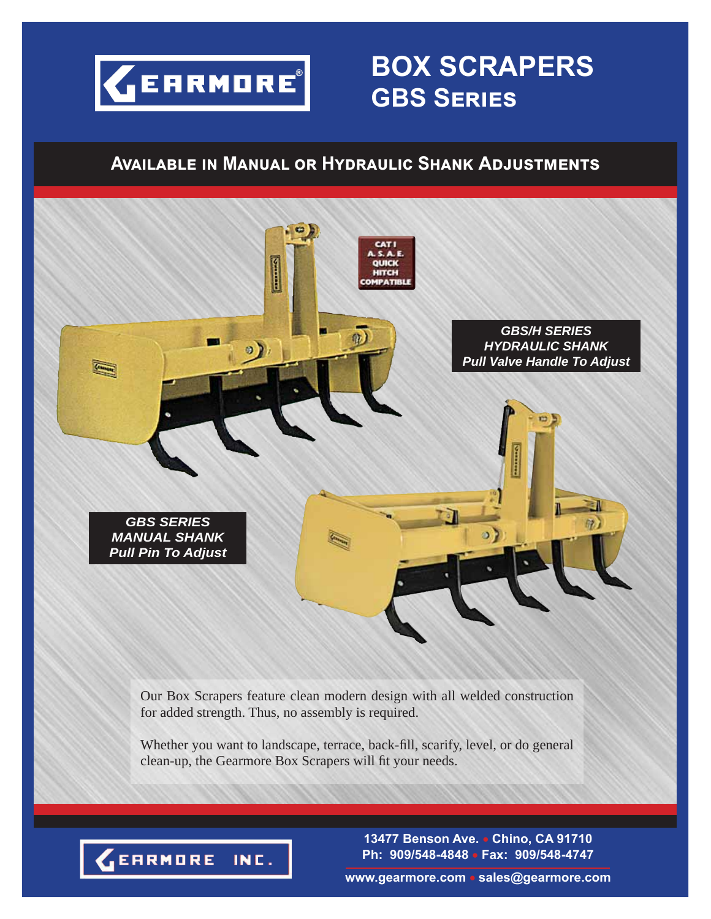GEARMORE®

# BOX SCRAPERS
## GBS Series

### Available in Manual or Hydraulic Shank Adjustments

CAT I
A. S. A. E.
QUICK
HITCH
COMPATIBLE

***GBS/H SERIES***
***HYDRAULIC SHANK***
***Pull Valve Handle To Adjust***

***GBS SERIES***
***MANUAL SHANK***
***Pull Pin To Adjust***

Our Box Scrapers feature clean modern design with all welded construction for added strength. Thus, no assembly is required.

Whether you want to landscape, terrace, back-fill, scarify, level, or do general clean-up, the Gearmore Box Scrapers will fit your needs.

GEARMORE INC.

**13477 Benson Ave. • Chino, CA 91710**
**Ph: 909/548-4848 • Fax: 909/548-4747**

**www.gearmore.com • sales@gearmore.com**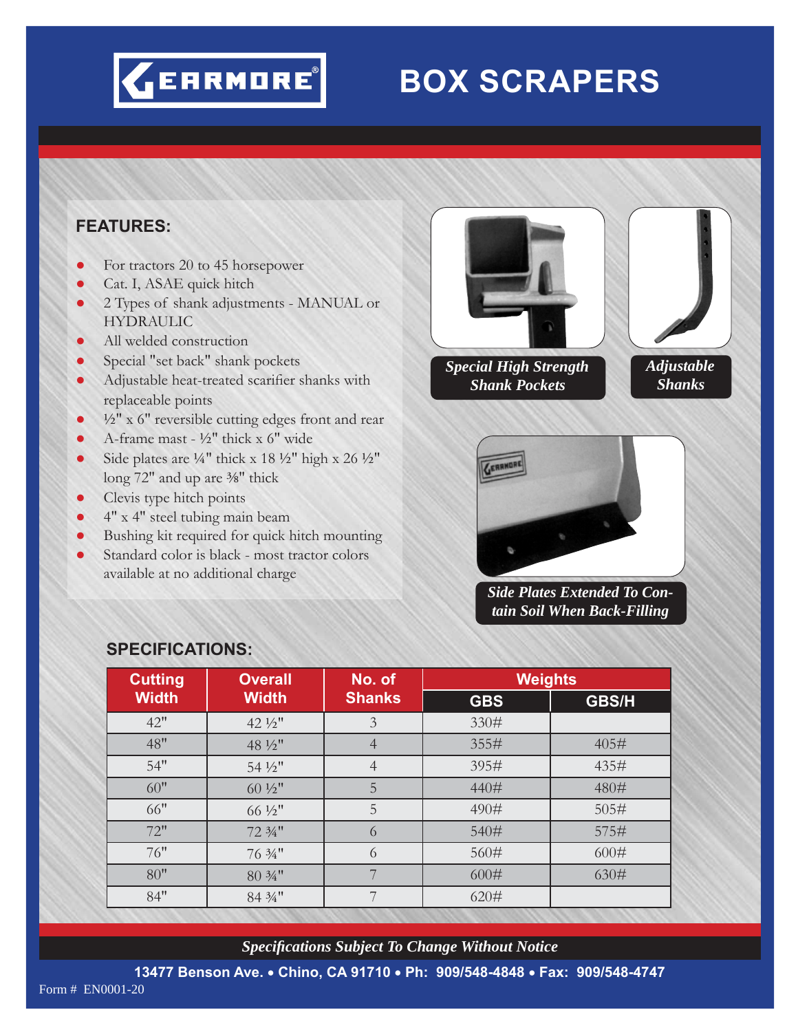# GEARMORE®

# BOX SCRAPERS

## FEATURES:

- For tractors 20 to 45 horsepower
- Cat. I, ASAE quick hitch
- 2 Types of shank adjustments - MANUAL or HYDRAULIC
- All welded construction
- Special "set back" shank pockets
- Adjustable heat-treated scarifier shanks with replaceable points
- ½" x 6" reversible cutting edges front and rear
- A-frame mast - ½" thick x 6" wide
- Side plates are ¼" thick x 18 ½" high x 26 ½" long 72" and up are ⅜" thick
- Clevis type hitch points
- 4" x 4" steel tubing main beam
- Bushing kit required for quick hitch mounting
- Standard color is black - most tractor colors available at no additional charge

***Special High Strength Shank Pockets***

***Adjustable Shanks***

***Side Plates Extended To Contain Soil When Back-Filling***

## SPECIFICATIONS:

| Cutting Width | Overall Width | No. of Shanks | Weights | |
|---|---|---|---|---|
| | | | GBS | GBS/H |
| 42" | 42 ½" | 3 | 330# | |
| 48" | 48 ½" | 4 | 355# | 405# |
| 54" | 54 ½" | 4 | 395# | 435# |
| 60" | 60 ½" | 5 | 440# | 480# |
| 66" | 66 ½" | 5 | 490# | 505# |
| 72" | 72 ¾" | 6 | 540# | 575# |
| 76" | 76 ¾" | 6 | 560# | 600# |
| 80" | 80 ¾" | 7 | 600# | 630# |
| 84" | 84 ¾" | 7 | 620# | |

*Specifications Subject To Change Without Notice*

**13477 Benson Ave. • Chino, CA 91710 • Ph: 909/548-4848 • Fax: 909/548-4747**

Form # EN0001-20